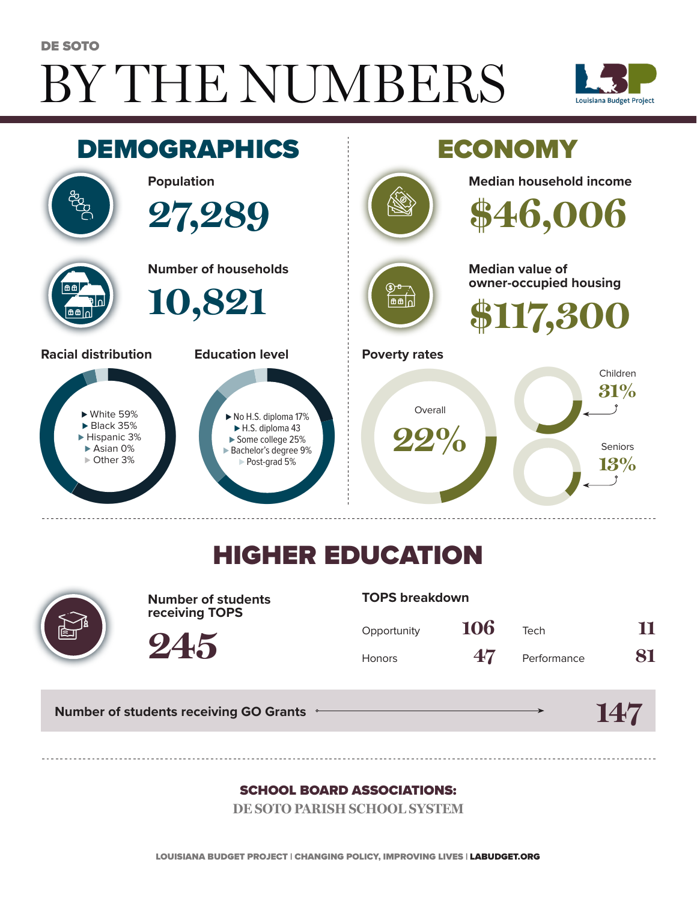DE SOTO

# BY THE NUMBERS

Louisiana Budget Project

## DEMOGRAPHICS

**Population**

27,289

**Number of households**

10,821

**Racial distribution**

- White 59%
- Black 35%
- Hispanic 3%
- Asian 0%
- Other 3%

**Education level**

- No H.S. diploma 17%
- H.S. diploma 43
- Some college 25%
- Bachelor's degree 9%
- Post-grad 5%

## ECONOMY

**Median household income**

$46,006

**Median value of owner-occupied housing**

$117,300

**Poverty rates**

Overall 22%

Children 31%

Seniors 13%

## HIGHER EDUCATION

**Number of students receiving TOPS**

245

**TOPS breakdown**

| | | | |
|---|---|---|---|
| Opportunity | 106 | Tech | 11 |
| Honors | 47 | Performance | 81 |

**Number of students receiving GO Grants** 147

**SCHOOL BOARD ASSOCIATIONS:**

DE SOTO PARISH SCHOOL SYSTEM

LOUISIANA BUDGET PROJECT | CHANGING POLICY, IMPROVING LIVES | LABUDGET.ORG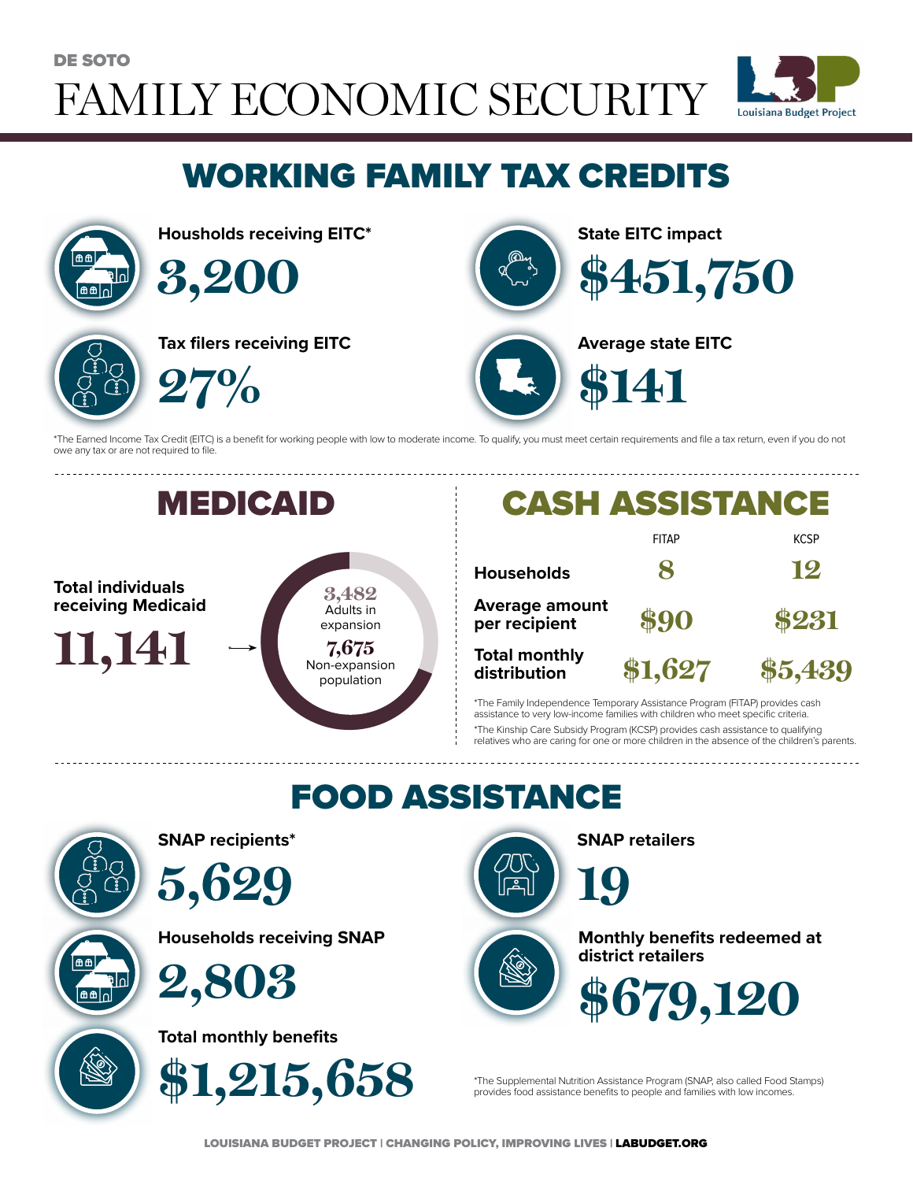DE SOTO

# FAMILY ECONOMIC SECURITY

## WORKING FAMILY TAX CREDITS

**Households receiving EITC***

**3,200**

**State EITC impact**

**$451,750**

**Tax filers receiving EITC**

**27%**

**Average state EITC**

**$141**

*The Earned Income Tax Credit (EITC) is a benefit for working people with low to moderate income. To qualify, you must meet certain requirements and file a tax return, even if you do not owe any tax or are not required to file.

## MEDICAID

**Total individuals receiving Medicaid**

**11,141**

**3,482** Adults in expansion

**7,675** Non-expansion population

## CASH ASSISTANCE

| | FITAP | KCSP |
|---|---|---|
| Households | 8 | 12 |
| Average amount per recipient | $90 | $231 |
| Total monthly distribution | $1,627 | $5,439 |

*The Family Independence Temporary Assistance Program (FITAP) provides cash assistance to very low-income families with children who meet specific criteria.

*The Kinship Care Subsidy Program (KCSP) provides cash assistance to qualifying relatives who are caring for one or more children in the absence of the children's parents.

## FOOD ASSISTANCE

**SNAP recipients***

**5,629**

**Households receiving SNAP**

**2,803**

**Total monthly benefits**

**$1,215,658**

**SNAP retailers**

**19**

**Monthly benefits redeemed at district retailers**

**$679,120**

*The Supplemental Nutrition Assistance Program (SNAP, also called Food Stamps) provides food assistance benefits to people and families with low incomes.

LOUISIANA BUDGET PROJECT | CHANGING POLICY, IMPROVING LIVES | LABUDGET.ORG